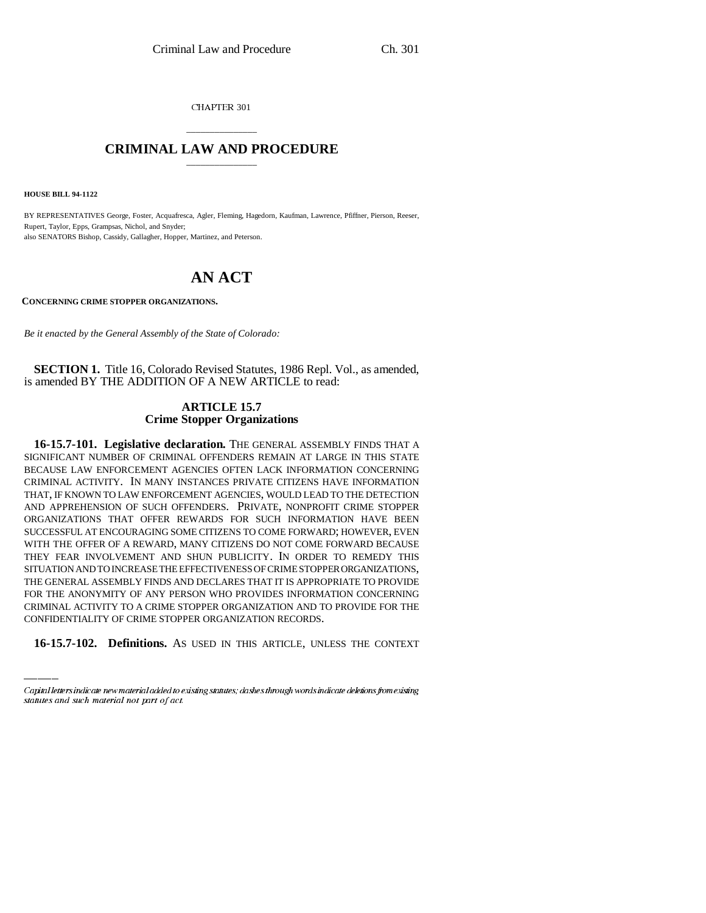CHAPTER 301

# CRIMINAL LAW AND PROCEDURE

**HOUSE BILL 94-1122**

BY REPRESENTATIVES George, Foster, Acquafresca, Agler, Fleming, Hagedorn, Kaufman, Lawrence, Pfiffner, Pierson, Reeser, Rupert, Taylor, Epps, Grampsas, Nichol, and Snyder;
also SENATORS Bishop, Cassidy, Gallagher, Hopper, Martinez, and Peterson.

# AN ACT

**CONCERNING CRIME STOPPER ORGANIZATIONS.**

*Be it enacted by the General Assembly of the State of Colorado:*

**SECTION 1.** Title 16, Colorado Revised Statutes, 1986 Repl. Vol., as amended, is amended BY THE ADDITION OF A NEW ARTICLE to read:

## ARTICLE 15.7
## Crime Stopper Organizations

**16-15.7-101. Legislative declaration.** THE GENERAL ASSEMBLY FINDS THAT A SIGNIFICANT NUMBER OF CRIMINAL OFFENDERS REMAIN AT LARGE IN THIS STATE BECAUSE LAW ENFORCEMENT AGENCIES OFTEN LACK INFORMATION CONCERNING CRIMINAL ACTIVITY. IN MANY INSTANCES PRIVATE CITIZENS HAVE INFORMATION THAT, IF KNOWN TO LAW ENFORCEMENT AGENCIES, WOULD LEAD TO THE DETECTION AND APPREHENSION OF SUCH OFFENDERS. PRIVATE, NONPROFIT CRIME STOPPER ORGANIZATIONS THAT OFFER REWARDS FOR SUCH INFORMATION HAVE BEEN SUCCESSFUL AT ENCOURAGING SOME CITIZENS TO COME FORWARD; HOWEVER, EVEN WITH THE OFFER OF A REWARD, MANY CITIZENS DO NOT COME FORWARD BECAUSE THEY FEAR INVOLVEMENT AND SHUN PUBLICITY. IN ORDER TO REMEDY THIS SITUATION AND TO INCREASE THE EFFECTIVENESS OF CRIME STOPPER ORGANIZATIONS, THE GENERAL ASSEMBLY FINDS AND DECLARES THAT IT IS APPROPRIATE TO PROVIDE FOR THE ANONYMITY OF ANY PERSON WHO PROVIDES INFORMATION CONCERNING CRIMINAL ACTIVITY TO A CRIME STOPPER ORGANIZATION AND TO PROVIDE FOR THE CONFIDENTIALITY OF CRIME STOPPER ORGANIZATION RECORDS.

**16-15.7-102. Definitions.** AS USED IN THIS ARTICLE, UNLESS THE CONTEXT

Capital letters indicate new material added to existing statutes; dashes through words indicate deletions from existing statutes and such material not part of act.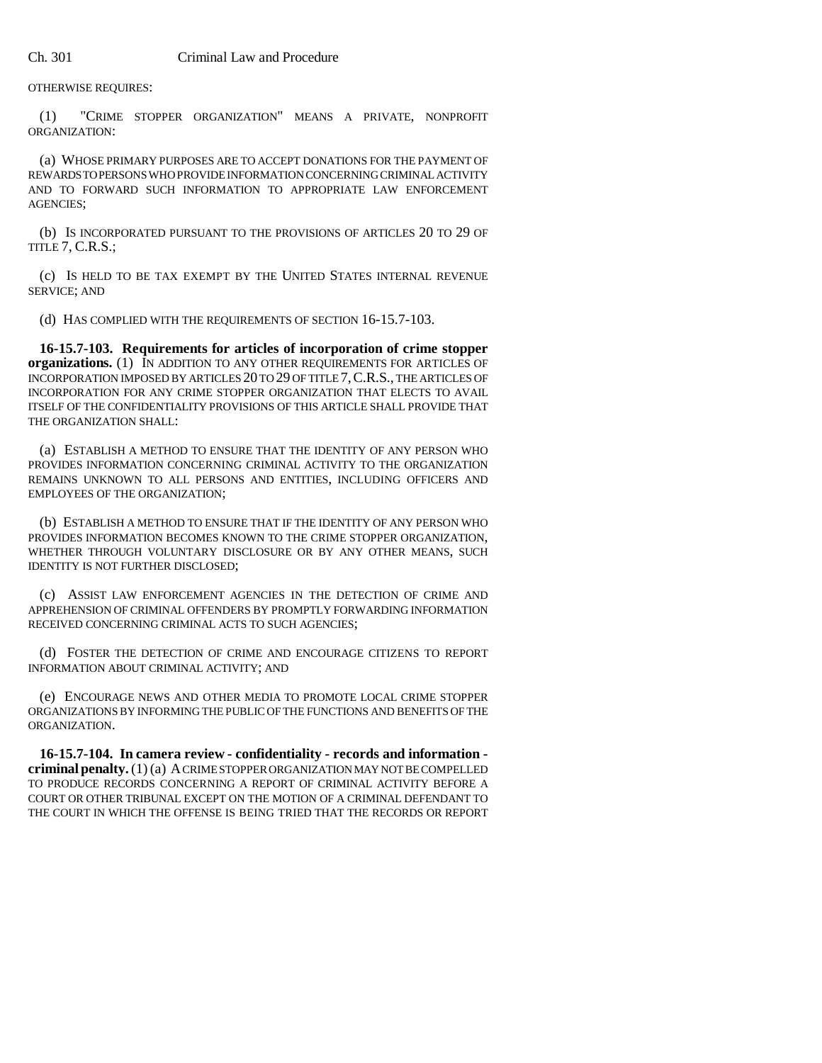OTHERWISE REQUIRES:

(1) "CRIME STOPPER ORGANIZATION" MEANS A PRIVATE, NONPROFIT ORGANIZATION:

(a) WHOSE PRIMARY PURPOSES ARE TO ACCEPT DONATIONS FOR THE PAYMENT OF REWARDS TO PERSONS WHO PROVIDE INFORMATION CONCERNING CRIMINAL ACTIVITY AND TO FORWARD SUCH INFORMATION TO APPROPRIATE LAW ENFORCEMENT AGENCIES;

(b) IS INCORPORATED PURSUANT TO THE PROVISIONS OF ARTICLES 20 TO 29 OF TITLE 7, C.R.S.;

(c) IS HELD TO BE TAX EXEMPT BY THE UNITED STATES INTERNAL REVENUE SERVICE; AND

(d) HAS COMPLIED WITH THE REQUIREMENTS OF SECTION 16-15.7-103.

**16-15.7-103. Requirements for articles of incorporation of crime stopper organizations.** (1) IN ADDITION TO ANY OTHER REQUIREMENTS FOR ARTICLES OF INCORPORATION IMPOSED BY ARTICLES 20 TO 29 OF TITLE 7, C.R.S., THE ARTICLES OF INCORPORATION FOR ANY CRIME STOPPER ORGANIZATION THAT ELECTS TO AVAIL ITSELF OF THE CONFIDENTIALITY PROVISIONS OF THIS ARTICLE SHALL PROVIDE THAT THE ORGANIZATION SHALL:

(a) ESTABLISH A METHOD TO ENSURE THAT THE IDENTITY OF ANY PERSON WHO PROVIDES INFORMATION CONCERNING CRIMINAL ACTIVITY TO THE ORGANIZATION REMAINS UNKNOWN TO ALL PERSONS AND ENTITIES, INCLUDING OFFICERS AND EMPLOYEES OF THE ORGANIZATION;

(b) ESTABLISH A METHOD TO ENSURE THAT IF THE IDENTITY OF ANY PERSON WHO PROVIDES INFORMATION BECOMES KNOWN TO THE CRIME STOPPER ORGANIZATION, WHETHER THROUGH VOLUNTARY DISCLOSURE OR BY ANY OTHER MEANS, SUCH IDENTITY IS NOT FURTHER DISCLOSED;

(c) ASSIST LAW ENFORCEMENT AGENCIES IN THE DETECTION OF CRIME AND APPREHENSION OF CRIMINAL OFFENDERS BY PROMPTLY FORWARDING INFORMATION RECEIVED CONCERNING CRIMINAL ACTS TO SUCH AGENCIES;

(d) FOSTER THE DETECTION OF CRIME AND ENCOURAGE CITIZENS TO REPORT INFORMATION ABOUT CRIMINAL ACTIVITY; AND

(e) ENCOURAGE NEWS AND OTHER MEDIA TO PROMOTE LOCAL CRIME STOPPER ORGANIZATIONS BY INFORMING THE PUBLIC OF THE FUNCTIONS AND BENEFITS OF THE ORGANIZATION.

**16-15.7-104. In camera review - confidentiality - records and information - criminal penalty.** (1) (a) A CRIME STOPPER ORGANIZATION MAY NOT BE COMPELLED TO PRODUCE RECORDS CONCERNING A REPORT OF CRIMINAL ACTIVITY BEFORE A COURT OR OTHER TRIBUNAL EXCEPT ON THE MOTION OF A CRIMINAL DEFENDANT TO THE COURT IN WHICH THE OFFENSE IS BEING TRIED THAT THE RECORDS OR REPORT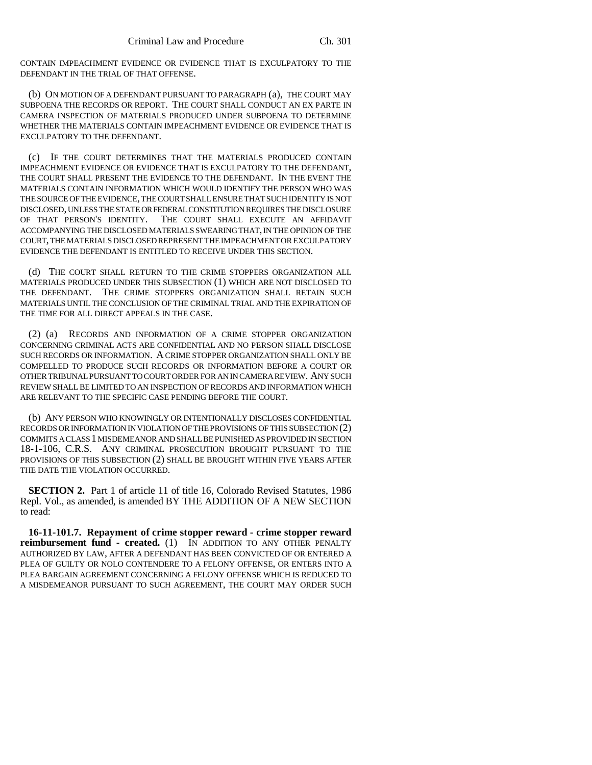CONTAIN IMPEACHMENT EVIDENCE OR EVIDENCE THAT IS EXCULPATORY TO THE DEFENDANT IN THE TRIAL OF THAT OFFENSE.

(b) ON MOTION OF A DEFENDANT PURSUANT TO PARAGRAPH (a), THE COURT MAY SUBPOENA THE RECORDS OR REPORT. THE COURT SHALL CONDUCT AN EX PARTE IN CAMERA INSPECTION OF MATERIALS PRODUCED UNDER SUBPOENA TO DETERMINE WHETHER THE MATERIALS CONTAIN IMPEACHMENT EVIDENCE OR EVIDENCE THAT IS EXCULPATORY TO THE DEFENDANT.

(c) IF THE COURT DETERMINES THAT THE MATERIALS PRODUCED CONTAIN IMPEACHMENT EVIDENCE OR EVIDENCE THAT IS EXCULPATORY TO THE DEFENDANT, THE COURT SHALL PRESENT THE EVIDENCE TO THE DEFENDANT. IN THE EVENT THE MATERIALS CONTAIN INFORMATION WHICH WOULD IDENTIFY THE PERSON WHO WAS THE SOURCE OF THE EVIDENCE, THE COURT SHALL ENSURE THAT SUCH IDENTITY IS NOT DISCLOSED, UNLESS THE STATE OR FEDERAL CONSTITUTION REQUIRES THE DISCLOSURE OF THAT PERSON'S IDENTITY. THE COURT SHALL EXECUTE AN AFFIDAVIT ACCOMPANYING THE DISCLOSED MATERIALS SWEARING THAT, IN THE OPINION OF THE COURT, THE MATERIALS DISCLOSED REPRESENT THE IMPEACHMENT OR EXCULPATORY EVIDENCE THE DEFENDANT IS ENTITLED TO RECEIVE UNDER THIS SECTION.

(d) THE COURT SHALL RETURN TO THE CRIME STOPPERS ORGANIZATION ALL MATERIALS PRODUCED UNDER THIS SUBSECTION (1) WHICH ARE NOT DISCLOSED TO THE DEFENDANT. THE CRIME STOPPERS ORGANIZATION SHALL RETAIN SUCH MATERIALS UNTIL THE CONCLUSION OF THE CRIMINAL TRIAL AND THE EXPIRATION OF THE TIME FOR ALL DIRECT APPEALS IN THE CASE.

(2) (a) RECORDS AND INFORMATION OF A CRIME STOPPER ORGANIZATION CONCERNING CRIMINAL ACTS ARE CONFIDENTIAL AND NO PERSON SHALL DISCLOSE SUCH RECORDS OR INFORMATION. A CRIME STOPPER ORGANIZATION SHALL ONLY BE COMPELLED TO PRODUCE SUCH RECORDS OR INFORMATION BEFORE A COURT OR OTHER TRIBUNAL PURSUANT TO COURT ORDER FOR AN IN CAMERA REVIEW. ANY SUCH REVIEW SHALL BE LIMITED TO AN INSPECTION OF RECORDS AND INFORMATION WHICH ARE RELEVANT TO THE SPECIFIC CASE PENDING BEFORE THE COURT.

(b) ANY PERSON WHO KNOWINGLY OR INTENTIONALLY DISCLOSES CONFIDENTIAL RECORDS OR INFORMATION IN VIOLATION OF THE PROVISIONS OF THIS SUBSECTION (2) COMMITS A CLASS 1 MISDEMEANOR AND SHALL BE PUNISHED AS PROVIDED IN SECTION 18-1-106, C.R.S. ANY CRIMINAL PROSECUTION BROUGHT PURSUANT TO THE PROVISIONS OF THIS SUBSECTION (2) SHALL BE BROUGHT WITHIN FIVE YEARS AFTER THE DATE THE VIOLATION OCCURRED.

**SECTION 2.** Part 1 of article 11 of title 16, Colorado Revised Statutes, 1986 Repl. Vol., as amended, is amended BY THE ADDITION OF A NEW SECTION to read:

**16-11-101.7. Repayment of crime stopper reward - crime stopper reward reimbursement fund - created.** (1) IN ADDITION TO ANY OTHER PENALTY AUTHORIZED BY LAW, AFTER A DEFENDANT HAS BEEN CONVICTED OF OR ENTERED A PLEA OF GUILTY OR NOLO CONTENDERE TO A FELONY OFFENSE, OR ENTERS INTO A PLEA BARGAIN AGREEMENT CONCERNING A FELONY OFFENSE WHICH IS REDUCED TO A MISDEMEANOR PURSUANT TO SUCH AGREEMENT, THE COURT MAY ORDER SUCH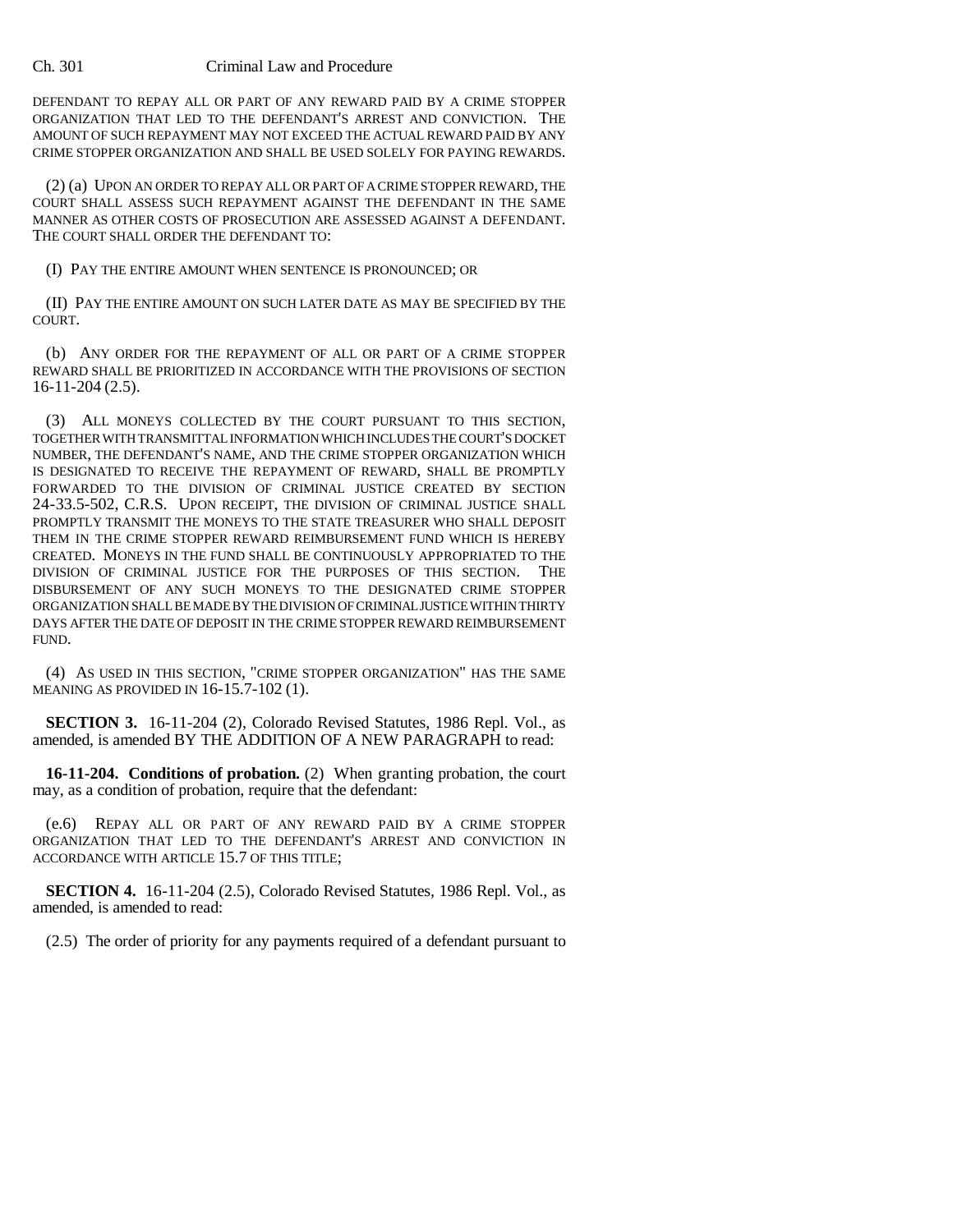DEFENDANT TO REPAY ALL OR PART OF ANY REWARD PAID BY A CRIME STOPPER ORGANIZATION THAT LED TO THE DEFENDANT'S ARREST AND CONVICTION. THE AMOUNT OF SUCH REPAYMENT MAY NOT EXCEED THE ACTUAL REWARD PAID BY ANY CRIME STOPPER ORGANIZATION AND SHALL BE USED SOLELY FOR PAYING REWARDS.

(2) (a) UPON AN ORDER TO REPAY ALL OR PART OF A CRIME STOPPER REWARD, THE COURT SHALL ASSESS SUCH REPAYMENT AGAINST THE DEFENDANT IN THE SAME MANNER AS OTHER COSTS OF PROSECUTION ARE ASSESSED AGAINST A DEFENDANT. THE COURT SHALL ORDER THE DEFENDANT TO:

(I) PAY THE ENTIRE AMOUNT WHEN SENTENCE IS PRONOUNCED; OR

(II) PAY THE ENTIRE AMOUNT ON SUCH LATER DATE AS MAY BE SPECIFIED BY THE COURT.

(b) ANY ORDER FOR THE REPAYMENT OF ALL OR PART OF A CRIME STOPPER REWARD SHALL BE PRIORITIZED IN ACCORDANCE WITH THE PROVISIONS OF SECTION 16-11-204 (2.5).

(3) ALL MONEYS COLLECTED BY THE COURT PURSUANT TO THIS SECTION, TOGETHER WITH TRANSMITTAL INFORMATION WHICH INCLUDES THE COURT'S DOCKET NUMBER, THE DEFENDANT'S NAME, AND THE CRIME STOPPER ORGANIZATION WHICH IS DESIGNATED TO RECEIVE THE REPAYMENT OF REWARD, SHALL BE PROMPTLY FORWARDED TO THE DIVISION OF CRIMINAL JUSTICE CREATED BY SECTION 24-33.5-502, C.R.S. UPON RECEIPT, THE DIVISION OF CRIMINAL JUSTICE SHALL PROMPTLY TRANSMIT THE MONEYS TO THE STATE TREASURER WHO SHALL DEPOSIT THEM IN THE CRIME STOPPER REWARD REIMBURSEMENT FUND WHICH IS HEREBY CREATED. MONEYS IN THE FUND SHALL BE CONTINUOUSLY APPROPRIATED TO THE DIVISION OF CRIMINAL JUSTICE FOR THE PURPOSES OF THIS SECTION. THE DISBURSEMENT OF ANY SUCH MONEYS TO THE DESIGNATED CRIME STOPPER ORGANIZATION SHALL BE MADE BY THE DIVISION OF CRIMINAL JUSTICE WITHIN THIRTY DAYS AFTER THE DATE OF DEPOSIT IN THE CRIME STOPPER REWARD REIMBURSEMENT FUND.

(4) AS USED IN THIS SECTION, "CRIME STOPPER ORGANIZATION" HAS THE SAME MEANING AS PROVIDED IN 16-15.7-102 (1).

**SECTION 3.** 16-11-204 (2), Colorado Revised Statutes, 1986 Repl. Vol., as amended, is amended BY THE ADDITION OF A NEW PARAGRAPH to read:

**16-11-204. Conditions of probation.** (2) When granting probation, the court may, as a condition of probation, require that the defendant:

(e.6) REPAY ALL OR PART OF ANY REWARD PAID BY A CRIME STOPPER ORGANIZATION THAT LED TO THE DEFENDANT'S ARREST AND CONVICTION IN ACCORDANCE WITH ARTICLE 15.7 OF THIS TITLE;

**SECTION 4.** 16-11-204 (2.5), Colorado Revised Statutes, 1986 Repl. Vol., as amended, is amended to read:

(2.5) The order of priority for any payments required of a defendant pursuant to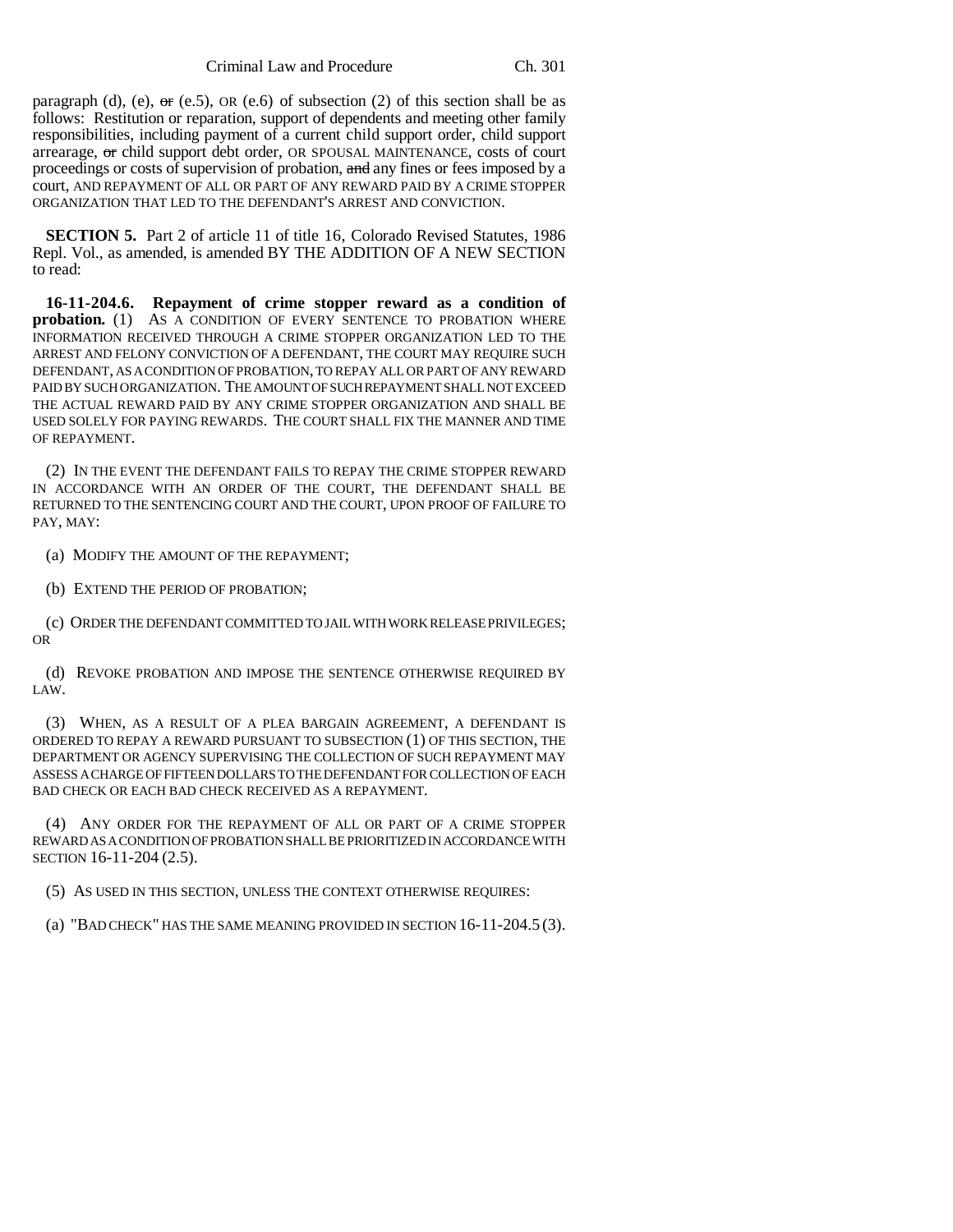paragraph (d), (e), ~~or~~ (e.5), OR (e.6) of subsection (2) of this section shall be as follows: Restitution or reparation, support of dependents and meeting other family responsibilities, including payment of a current child support order, child support arrearage, ~~or~~ child support debt order, OR SPOUSAL MAINTENANCE, costs of court proceedings or costs of supervision of probation, ~~and~~ any fines or fees imposed by a court, AND REPAYMENT OF ALL OR PART OF ANY REWARD PAID BY A CRIME STOPPER ORGANIZATION THAT LED TO THE DEFENDANT'S ARREST AND CONVICTION.

**SECTION 5.** Part 2 of article 11 of title 16, Colorado Revised Statutes, 1986 Repl. Vol., as amended, is amended BY THE ADDITION OF A NEW SECTION to read:

**16-11-204.6. Repayment of crime stopper reward as a condition of probation.** (1) AS A CONDITION OF EVERY SENTENCE TO PROBATION WHERE INFORMATION RECEIVED THROUGH A CRIME STOPPER ORGANIZATION LED TO THE ARREST AND FELONY CONVICTION OF A DEFENDANT, THE COURT MAY REQUIRE SUCH DEFENDANT, AS A CONDITION OF PROBATION, TO REPAY ALL OR PART OF ANY REWARD PAID BY SUCH ORGANIZATION. THE AMOUNT OF SUCH REPAYMENT SHALL NOT EXCEED THE ACTUAL REWARD PAID BY ANY CRIME STOPPER ORGANIZATION AND SHALL BE USED SOLELY FOR PAYING REWARDS. THE COURT SHALL FIX THE MANNER AND TIME OF REPAYMENT.

(2) IN THE EVENT THE DEFENDANT FAILS TO REPAY THE CRIME STOPPER REWARD IN ACCORDANCE WITH AN ORDER OF THE COURT, THE DEFENDANT SHALL BE RETURNED TO THE SENTENCING COURT AND THE COURT, UPON PROOF OF FAILURE TO PAY, MAY:

(a) MODIFY THE AMOUNT OF THE REPAYMENT;

(b) EXTEND THE PERIOD OF PROBATION;

(c) ORDER THE DEFENDANT COMMITTED TO JAIL WITH WORK RELEASE PRIVILEGES; OR

(d) REVOKE PROBATION AND IMPOSE THE SENTENCE OTHERWISE REQUIRED BY LAW.

(3) WHEN, AS A RESULT OF A PLEA BARGAIN AGREEMENT, A DEFENDANT IS ORDERED TO REPAY A REWARD PURSUANT TO SUBSECTION (1) OF THIS SECTION, THE DEPARTMENT OR AGENCY SUPERVISING THE COLLECTION OF SUCH REPAYMENT MAY ASSESS A CHARGE OF FIFTEEN DOLLARS TO THE DEFENDANT FOR COLLECTION OF EACH BAD CHECK OR EACH BAD CHECK RECEIVED AS A REPAYMENT.

(4) ANY ORDER FOR THE REPAYMENT OF ALL OR PART OF A CRIME STOPPER REWARD AS A CONDITION OF PROBATION SHALL BE PRIORITIZED IN ACCORDANCE WITH SECTION 16-11-204 (2.5).

(5) AS USED IN THIS SECTION, UNLESS THE CONTEXT OTHERWISE REQUIRES:

(a) "BAD CHECK" HAS THE SAME MEANING PROVIDED IN SECTION 16-11-204.5 (3).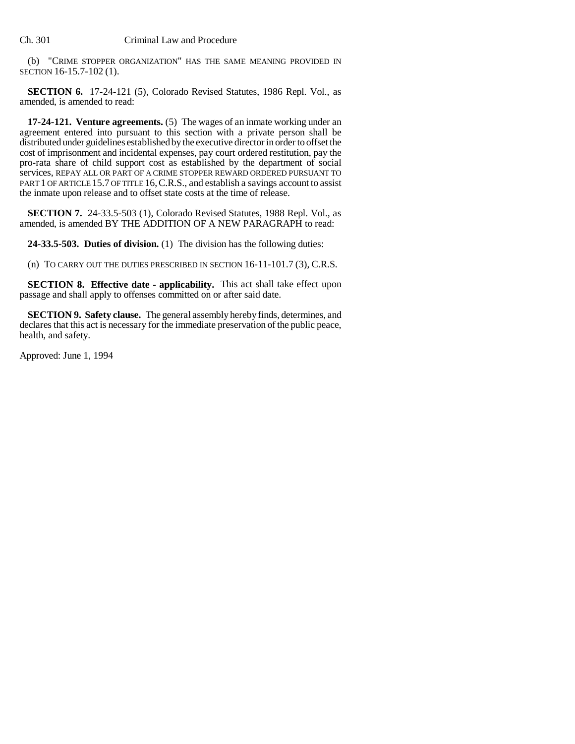(b) "CRIME STOPPER ORGANIZATION" HAS THE SAME MEANING PROVIDED IN SECTION 16-15.7-102 (1).

**SECTION 6.** 17-24-121 (5), Colorado Revised Statutes, 1986 Repl. Vol., as amended, is amended to read:

**17-24-121. Venture agreements.** (5) The wages of an inmate working under an agreement entered into pursuant to this section with a private person shall be distributed under guidelines established by the executive director in order to offset the cost of imprisonment and incidental expenses, pay court ordered restitution, pay the pro-rata share of child support cost as established by the department of social services, REPAY ALL OR PART OF A CRIME STOPPER REWARD ORDERED PURSUANT TO PART 1 OF ARTICLE 15.7 OF TITLE 16, C.R.S., and establish a savings account to assist the inmate upon release and to offset state costs at the time of release.

**SECTION 7.** 24-33.5-503 (1), Colorado Revised Statutes, 1988 Repl. Vol., as amended, is amended BY THE ADDITION OF A NEW PARAGRAPH to read:

**24-33.5-503. Duties of division.** (1) The division has the following duties:

(n) TO CARRY OUT THE DUTIES PRESCRIBED IN SECTION 16-11-101.7 (3), C.R.S.

**SECTION 8. Effective date - applicability.** This act shall take effect upon passage and shall apply to offenses committed on or after said date.

**SECTION 9. Safety clause.** The general assembly hereby finds, determines, and declares that this act is necessary for the immediate preservation of the public peace, health, and safety.

Approved: June 1, 1994